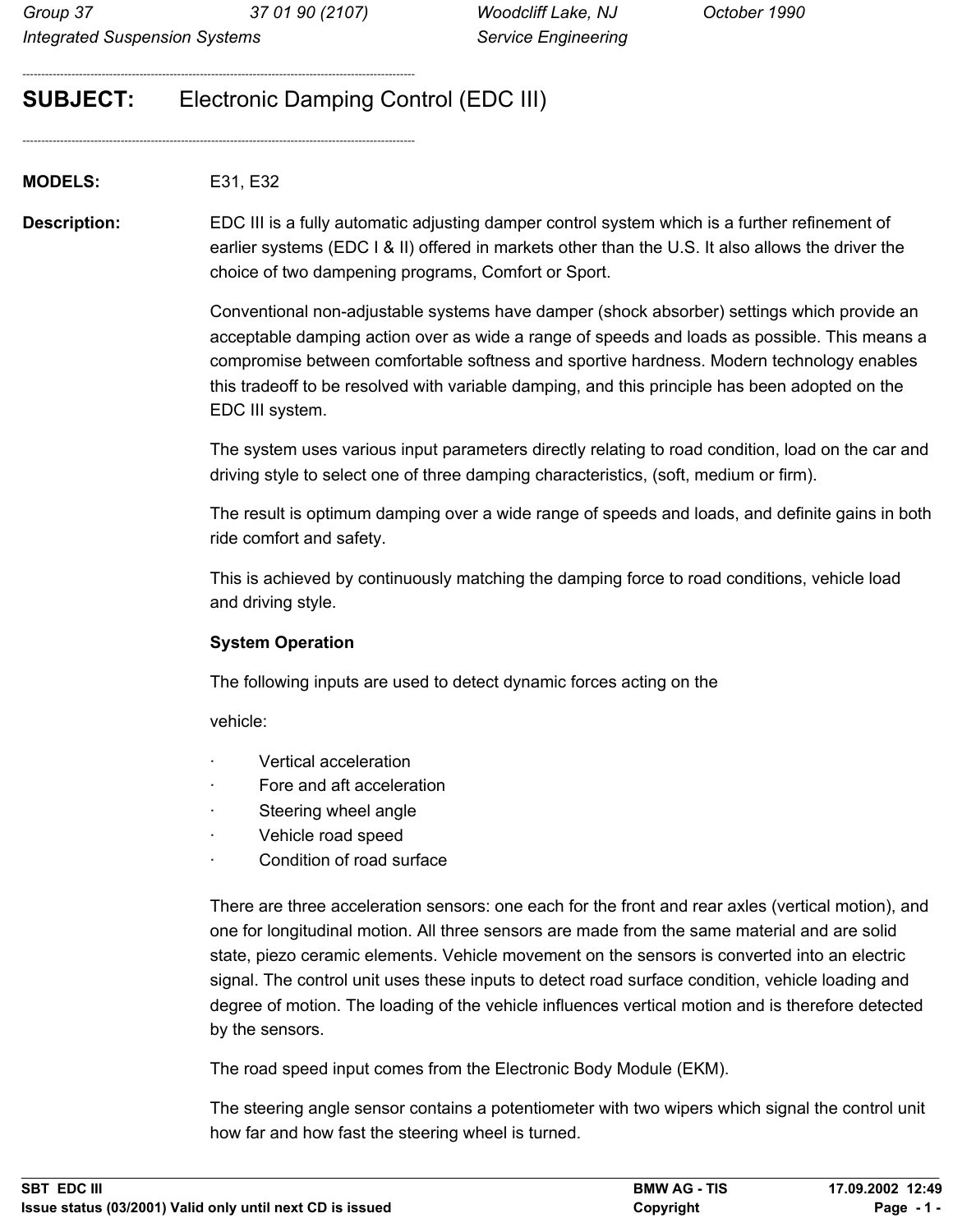Group 37 | 37 01 90 (2107) | Woodcliff Lake, NJ | October 1990
Integrated Suspension Systems | Service Engineering

---

## SUBJECT: Electronic Damping Control (EDC III)

---

**MODELS:** E31, E32

**Description:** EDC III is a fully automatic adjusting damper control system which is a further refinement of earlier systems (EDC I & II) offered in markets other than the U.S. It also allows the driver the choice of two dampening programs, Comfort or Sport.

Conventional non-adjustable systems have damper (shock absorber) settings which provide an acceptable damping action over as wide a range of speeds and loads as possible. This means a compromise between comfortable softness and sportive hardness. Modern technology enables this tradeoff to be resolved with variable damping, and this principle has been adopted on the EDC III system.

The system uses various input parameters directly relating to road condition, load on the car and driving style to select one of three damping characteristics, (soft, medium or firm).

The result is optimum damping over a wide range of speeds and loads, and definite gains in both ride comfort and safety.

This is achieved by continuously matching the damping force to road conditions, vehicle load and driving style.

**System Operation**

The following inputs are used to detect dynamic forces acting on the

vehicle:

- Vertical acceleration
- Fore and aft acceleration
- Steering wheel angle
- Vehicle road speed
- Condition of road surface

There are three acceleration sensors: one each for the front and rear axles (vertical motion), and one for longitudinal motion. All three sensors are made from the same material and are solid state, piezo ceramic elements. Vehicle movement on the sensors is converted into an electric signal. The control unit uses these inputs to detect road surface condition, vehicle loading and degree of motion. The loading of the vehicle influences vertical motion and is therefore detected by the sensors.

The road speed input comes from the Electronic Body Module (EKM).

The steering angle sensor contains a potentiometer with two wipers which signal the control unit how far and how fast the steering wheel is turned.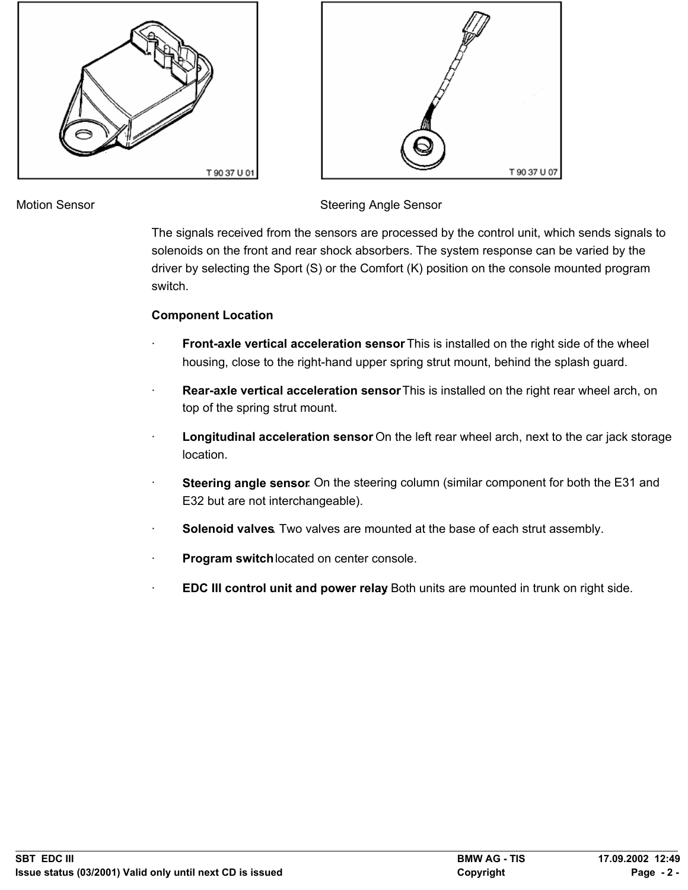Motion Sensor

Steering Angle Sensor

The signals received from the sensors are processed by the control unit, which sends signals to solenoids on the front and rear shock absorbers. The system response can be varied by the driver by selecting the Sport (S) or the Comfort (K) position on the console mounted program switch.

**Component Location**

- **Front-axle vertical acceleration sensor** This is installed on the right side of the wheel housing, close to the right-hand upper spring strut mount, behind the splash guard.
- **Rear-axle vertical acceleration sensor** This is installed on the right rear wheel arch, on top of the spring strut mount.
- **Longitudinal acceleration sensor** On the left rear wheel arch, next to the car jack storage location.
- **Steering angle sensor**: On the steering column (similar component for both the E31 and E32 but are not interchangeable).
- **Solenoid valves**. Two valves are mounted at the base of each strut assembly.
- **Program switch** located on center console.
- **EDC III control unit and power relay** Both units are mounted in trunk on right side.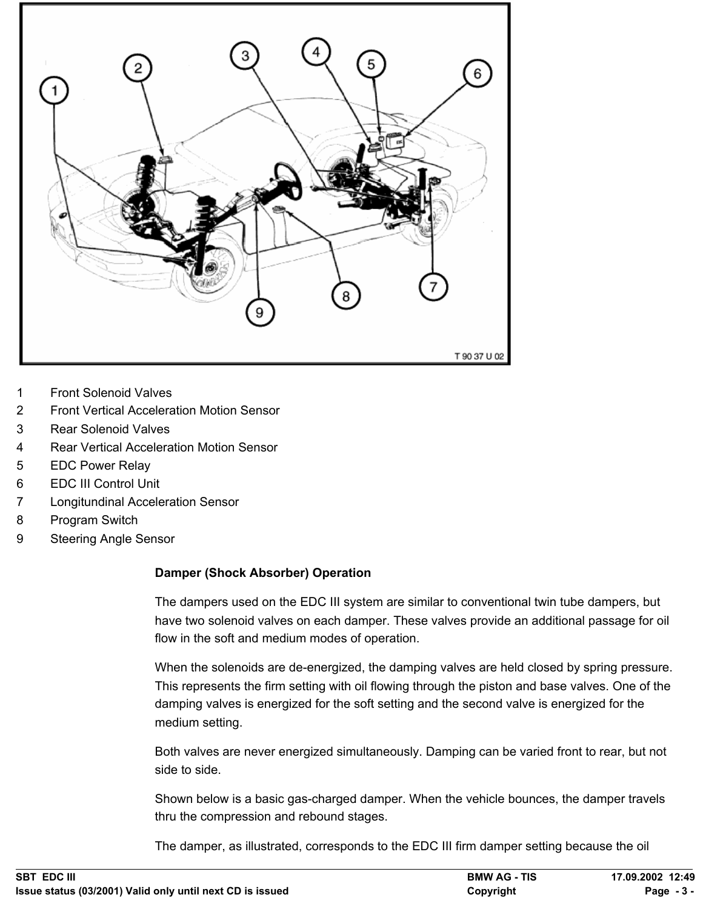1 Front Solenoid Valves
2 Front Vertical Acceleration Motion Sensor
3 Rear Solenoid Valves
4 Rear Vertical Acceleration Motion Sensor
5 EDC Power Relay
6 EDC III Control Unit
7 Longitundinal Acceleration Sensor
8 Program Switch
9 Steering Angle Sensor

**Damper (Shock Absorber) Operation**

The dampers used on the EDC III system are similar to conventional twin tube dampers, but have two solenoid valves on each damper. These valves provide an additional passage for oil flow in the soft and medium modes of operation.

When the solenoids are de-energized, the damping valves are held closed by spring pressure. This represents the firm setting with oil flowing through the piston and base valves. One of the damping valves is energized for the soft setting and the second valve is energized for the medium setting.

Both valves are never energized simultaneously. Damping can be varied front to rear, but not side to side.

Shown below is a basic gas-charged damper. When the vehicle bounces, the damper travels thru the compression and rebound stages.

The damper, as illustrated, corresponds to the EDC III firm damper setting because the oil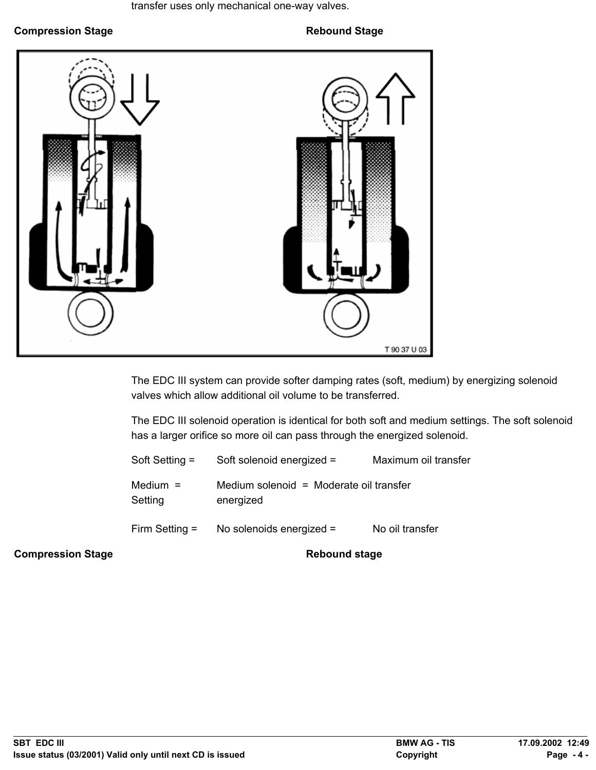transfer uses only mechanical one-way valves.

**Compression Stage** **Rebound Stage**

The EDC III system can provide softer damping rates (soft, medium) by energizing solenoid valves which allow additional oil volume to be transferred.

The EDC III solenoid operation is identical for both soft and medium settings. The soft solenoid has a larger orifice so more oil can pass through the energized solenoid.

| | | |
|---|---|---|
| Soft Setting = | Soft solenoid energized = | Maximum oil transfer |
| Medium = Setting | Medium solenoid = energized | Moderate oil transfer |
| Firm Setting = | No solenoids energized = | No oil transfer |

**Compression Stage** **Rebound stage**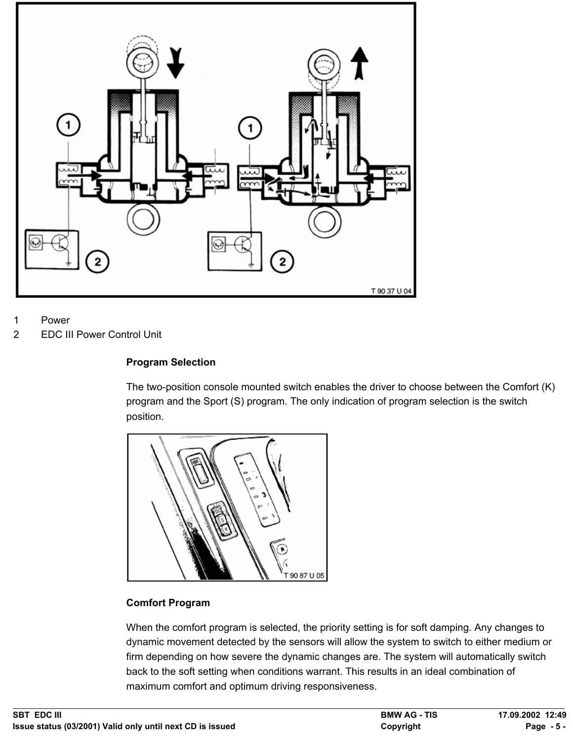1 Power

2 EDC III Power Control Unit

**Program Selection**

The two-position console mounted switch enables the driver to choose between the Comfort (K) program and the Sport (S) program. The only indication of program selection is the switch position.

**Comfort Program**

When the comfort program is selected, the priority setting is for soft damping. Any changes to dynamic movement detected by the sensors will allow the system to switch to either medium or firm depending on how severe the dynamic changes are. The system will automatically switch back to the soft setting when conditions warrant. This results in an ideal combination of maximum comfort and optimum driving responsiveness.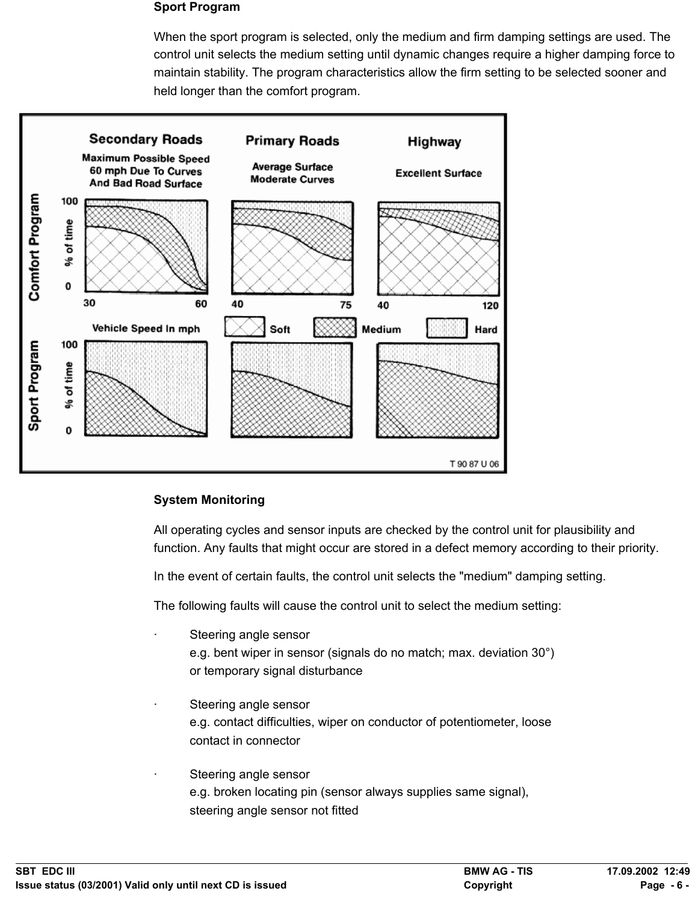### Sport Program

When the sport program is selected, only the medium and firm damping settings are used. The control unit selects the medium setting until dynamic changes require a higher damping force to maintain stability. The program characteristics allow the firm setting to be selected sooner and held longer than the comfort program.

### System Monitoring

All operating cycles and sensor inputs are checked by the control unit for plausibility and function. Any faults that might occur are stored in a defect memory according to their priority.

In the event of certain faults, the control unit selects the "medium" damping setting.

The following faults will cause the control unit to select the medium setting:

- Steering angle sensor
  e.g. bent wiper in sensor (signals do no match; max. deviation 30°)
  or temporary signal disturbance

- Steering angle sensor
  e.g. contact difficulties, wiper on conductor of potentiometer, loose
  contact in connector

- Steering angle sensor
  e.g. broken locating pin (sensor always supplies same signal),
  steering angle sensor not fitted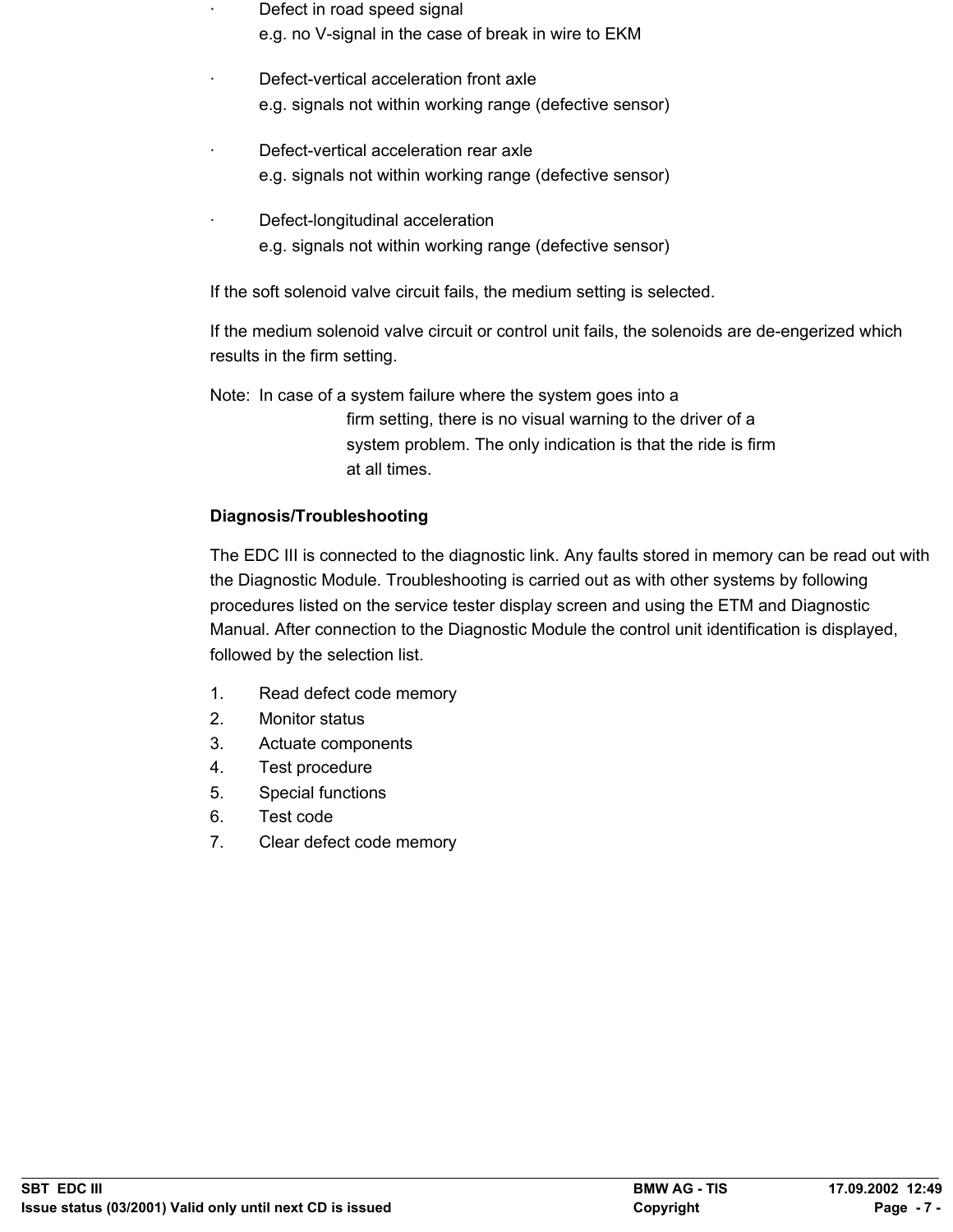- Defect in road speed signal
  e.g. no V-signal in the case of break in wire to EKM
- Defect-vertical acceleration front axle
  e.g. signals not within working range (defective sensor)
- Defect-vertical acceleration rear axle
  e.g. signals not within working range (defective sensor)
- Defect-longitudinal acceleration
  e.g. signals not within working range (defective sensor)

If the soft solenoid valve circuit fails, the medium setting is selected.

If the medium solenoid valve circuit or control unit fails, the solenoids are de-engerized which results in the firm setting.

Note: In case of a system failure where the system goes into a firm setting, there is no visual warning to the driver of a system problem. The only indication is that the ride is firm at all times.

**Diagnosis/Troubleshooting**

The EDC III is connected to the diagnostic link. Any faults stored in memory can be read out with the Diagnostic Module. Troubleshooting is carried out as with other systems by following procedures listed on the service tester display screen and using the ETM and Diagnostic Manual. After connection to the Diagnostic Module the control unit identification is displayed, followed by the selection list.

1. Read defect code memory
2. Monitor status
3. Actuate components
4. Test procedure
5. Special functions
6. Test code
7. Clear defect code memory